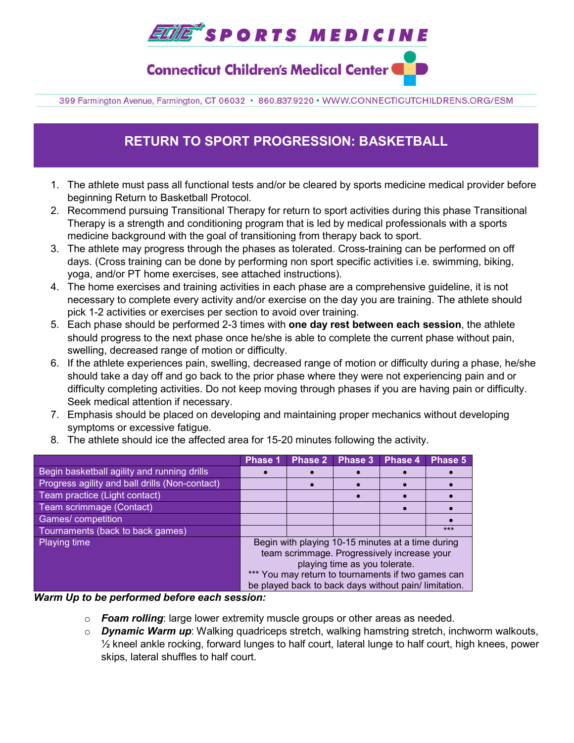# ELITE SPORTS MEDICINE

## Connecticut Children's Medical Center

399 Farmington Avenue, Farmington, CT 06032 • 860.837.9220 • WWW.CONNECTICUTCHILDRENS.ORG/ESM

## RETURN TO SPORT PROGRESSION: BASKETBALL

1. The athlete must pass all functional tests and/or be cleared by sports medicine medical provider before beginning Return to Basketball Protocol.
2. Recommend pursuing Transitional Therapy for return to sport activities during this phase Transitional Therapy is a strength and conditioning program that is led by medical professionals with a sports medicine background with the goal of transitioning from therapy back to sport.
3. The athlete may progress through the phases as tolerated. Cross-training can be performed on off days. (Cross training can be done by performing non sport specific activities i.e. swimming, biking, yoga, and/or PT home exercises, see attached instructions).
4. The home exercises and training activities in each phase are a comprehensive guideline, it is not necessary to complete every activity and/or exercise on the day you are training. The athlete should pick 1-2 activities or exercises per section to avoid over training.
5. Each phase should be performed 2-3 times with **one day rest between each session**, the athlete should progress to the next phase once he/she is able to complete the current phase without pain, swelling, decreased range of motion or difficulty.
6. If the athlete experiences pain, swelling, decreased range of motion or difficulty during a phase, he/she should take a day off and go back to the prior phase where they were not experiencing pain and or difficulty completing activities. Do not keep moving through phases if you are having pain or difficulty. Seek medical attention if necessary.
7. Emphasis should be placed on developing and maintaining proper mechanics without developing symptoms or excessive fatigue.
8. The athlete should ice the affected area for 15-20 minutes following the activity.

| | Phase 1 | Phase 2 | Phase 3 | Phase 4 | Phase 5 |
|---|---|---|---|---|---|
| Begin basketball agility and running drills | • | • | • | • | • |
| Progress agility and ball drills (Non-contact) | | • | • | • | • |
| Team practice (Light contact) | | | • | • | • |
| Team scrimmage (Contact) | | | | • | • |
| Games/ competition | | | | | • |
| Tournaments (back to back games) | | | | | *** |
| Playing time | Begin with playing 10-15 minutes at a time during team scrimmage. Progressively increase your playing time as you tolerate. *** You may return to tournaments if two games can be played back to back days without pain/ limitation. | | | | |

***Warm Up to be performed before each session:***

- ***Foam rolling***: large lower extremity muscle groups or other areas as needed.
- ***Dynamic Warm up***: Walking quadriceps stretch, walking hamstring stretch, inchworm walkouts, ½ kneel ankle rocking, forward lunges to half court, lateral lunge to half court, high knees, power skips, lateral shuffles to half court.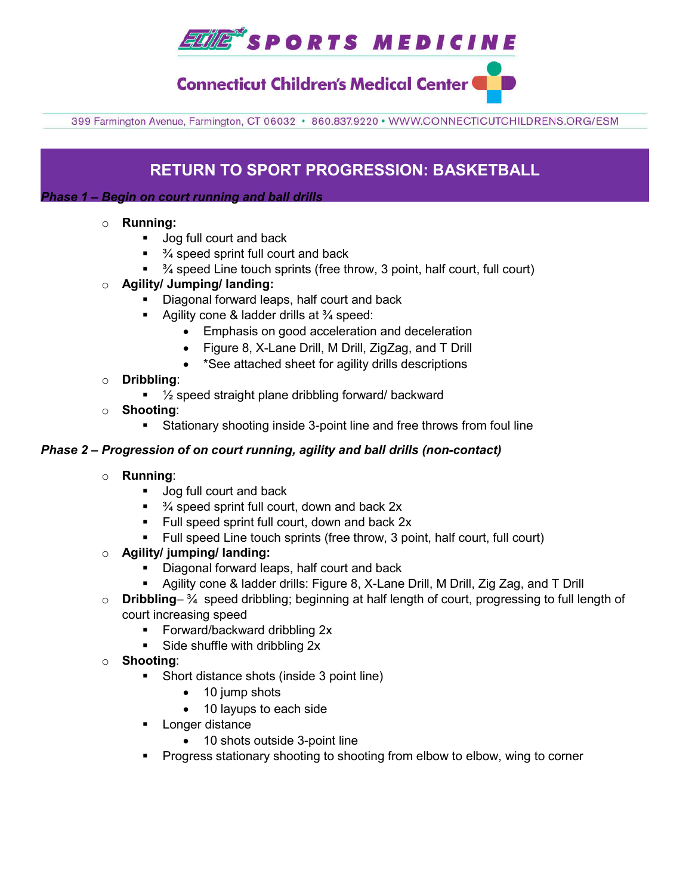# ELITE SPORTS MEDICINE

## Connecticut Children's Medical Center

399 Farmington Avenue, Farmington, CT 06032 • 860.837.9220 • WWW.CONNECTICUTCHILDRENS.ORG/ESM

## RETURN TO SPORT PROGRESSION: BASKETBALL

***Phase 1 – Begin on court running and ball drills***

- **Running:**
  - Jog full court and back
  - ¾ speed sprint full court and back
  - ¾ speed Line touch sprints (free throw, 3 point, half court, full court)
- **Agility/ Jumping/ landing:**
  - Diagonal forward leaps, half court and back
  - Agility cone & ladder drills at ¾ speed:
    - Emphasis on good acceleration and deceleration
    - Figure 8, X-Lane Drill, M Drill, ZigZag, and T Drill
    - *See attached sheet for agility drills descriptions
- **Dribbling**:
  - ½ speed straight plane dribbling forward/ backward
- **Shooting**:
  - Stationary shooting inside 3-point line and free throws from foul line

***Phase 2 – Progression of on court running, agility and ball drills (non-contact)***

- **Running**:
  - Jog full court and back
  - ¾ speed sprint full court, down and back 2x
  - Full speed sprint full court, down and back 2x
  - Full speed Line touch sprints (free throw, 3 point, half court, full court)
- **Agility/ jumping/ landing:**
  - Diagonal forward leaps, half court and back
  - Agility cone & ladder drills: Figure 8, X-Lane Drill, M Drill, Zig Zag, and T Drill
- **Dribbling**– ¾ speed dribbling; beginning at half length of court, progressing to full length of court increasing speed
  - Forward/backward dribbling 2x
  - Side shuffle with dribbling 2x
- **Shooting**:
  - Short distance shots (inside 3 point line)
    - 10 jump shots
    - 10 layups to each side
  - Longer distance
    - 10 shots outside 3-point line
  - Progress stationary shooting to shooting from elbow to elbow, wing to corner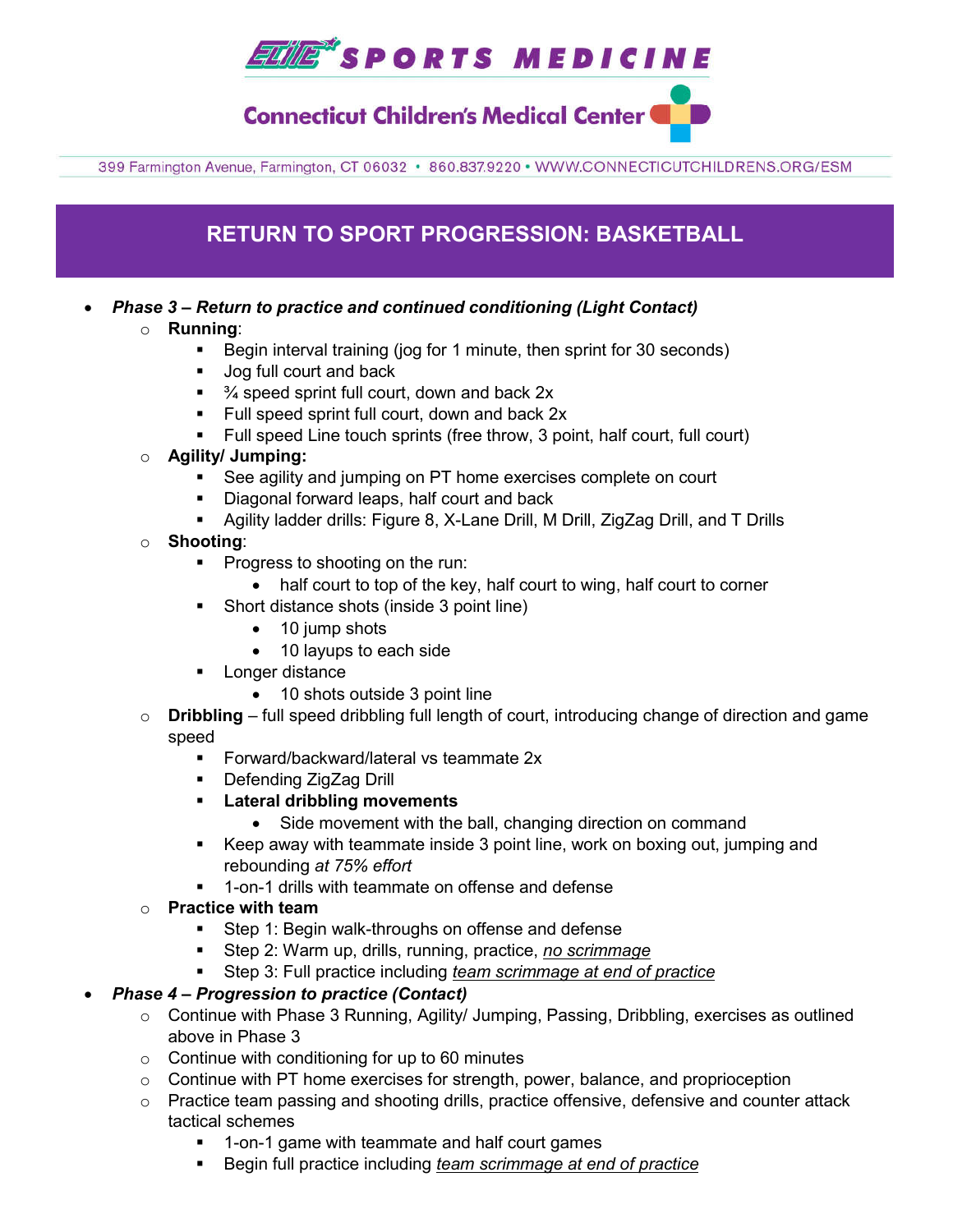# RETURN TO SPORT PROGRESSION: BASKETBALL

- ***Phase 3 – Return to practice and continued conditioning (Light Contact)***
  - **Running**:
    - Begin interval training (jog for 1 minute, then sprint for 30 seconds)
    - Jog full court and back
    - ¾ speed sprint full court, down and back 2x
    - Full speed sprint full court, down and back 2x
    - Full speed Line touch sprints (free throw, 3 point, half court, full court)
  - **Agility/ Jumping:**
    - See agility and jumping on PT home exercises complete on court
    - Diagonal forward leaps, half court and back
    - Agility ladder drills: Figure 8, X-Lane Drill, M Drill, ZigZag Drill, and T Drills
  - **Shooting**:
    - Progress to shooting on the run:
      - half court to top of the key, half court to wing, half court to corner
    - Short distance shots (inside 3 point line)
      - 10 jump shots
      - 10 layups to each side
    - Longer distance
      - 10 shots outside 3 point line
  - **Dribbling** – full speed dribbling full length of court, introducing change of direction and game speed
    - Forward/backward/lateral vs teammate 2x
    - Defending ZigZag Drill
    - **Lateral dribbling movements**
      - Side movement with the ball, changing direction on command
    - Keep away with teammate inside 3 point line, work on boxing out, jumping and rebounding *at 75% effort*
    - 1-on-1 drills with teammate on offense and defense
  - **Practice with team**
    - Step 1: Begin walk-throughs on offense and defense
    - Step 2: Warm up, drills, running, practice, *<u>no scrimmage</u>*
    - Step 3: Full practice including *<u>team scrimmage at end of practice</u>*
- ***Phase 4 – Progression to practice (Contact)***
  - Continue with Phase 3 Running, Agility/ Jumping, Passing, Dribbling, exercises as outlined above in Phase 3
  - Continue with conditioning for up to 60 minutes
  - Continue with PT home exercises for strength, power, balance, and proprioception
  - Practice team passing and shooting drills, practice offensive, defensive and counter attack tactical schemes
    - 1-on-1 game with teammate and half court games
    - Begin full practice including *<u>team scrimmage at end of practice</u>*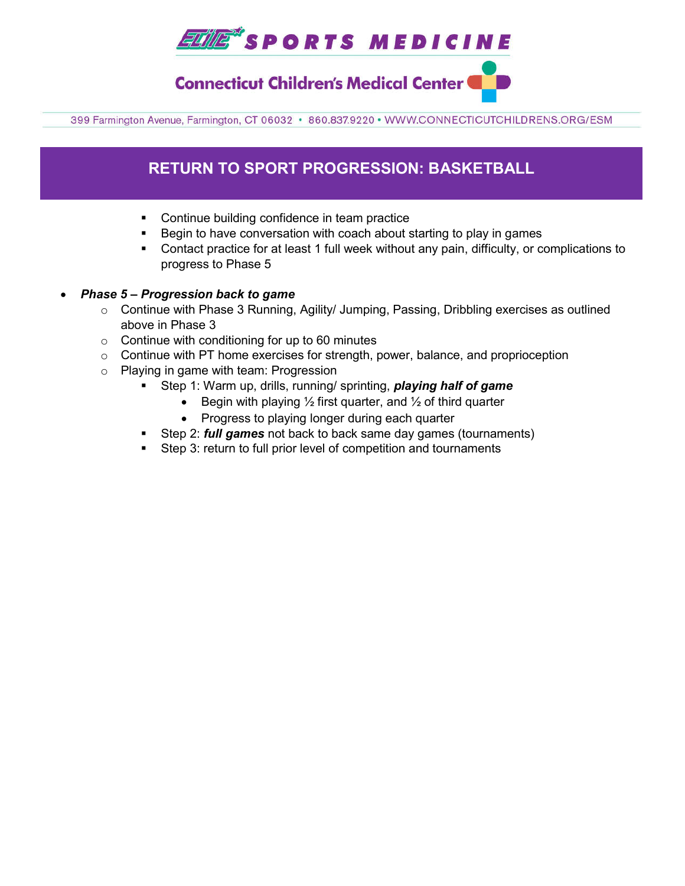## RETURN TO SPORT PROGRESSION: BASKETBALL

        - Continue building confidence in team practice
        - Begin to have conversation with coach about starting to play in games
        - Contact practice for at least 1 full week without any pain, difficulty, or complications to progress to Phase 5

- ***Phase 5 – Progression back to game***
    - Continue with Phase 3 Running, Agility/ Jumping, Passing, Dribbling exercises as outlined above in Phase 3
    - Continue with conditioning for up to 60 minutes
    - Continue with PT home exercises for strength, power, balance, and proprioception
    - Playing in game with team: Progression
        - Step 1: Warm up, drills, running/ sprinting, ***playing half of game***
            - Begin with playing ½ first quarter, and ½ of third quarter
            - Progress to playing longer during each quarter
        - Step 2: ***full games*** not back to back same day games (tournaments)
        - Step 3: return to full prior level of competition and tournaments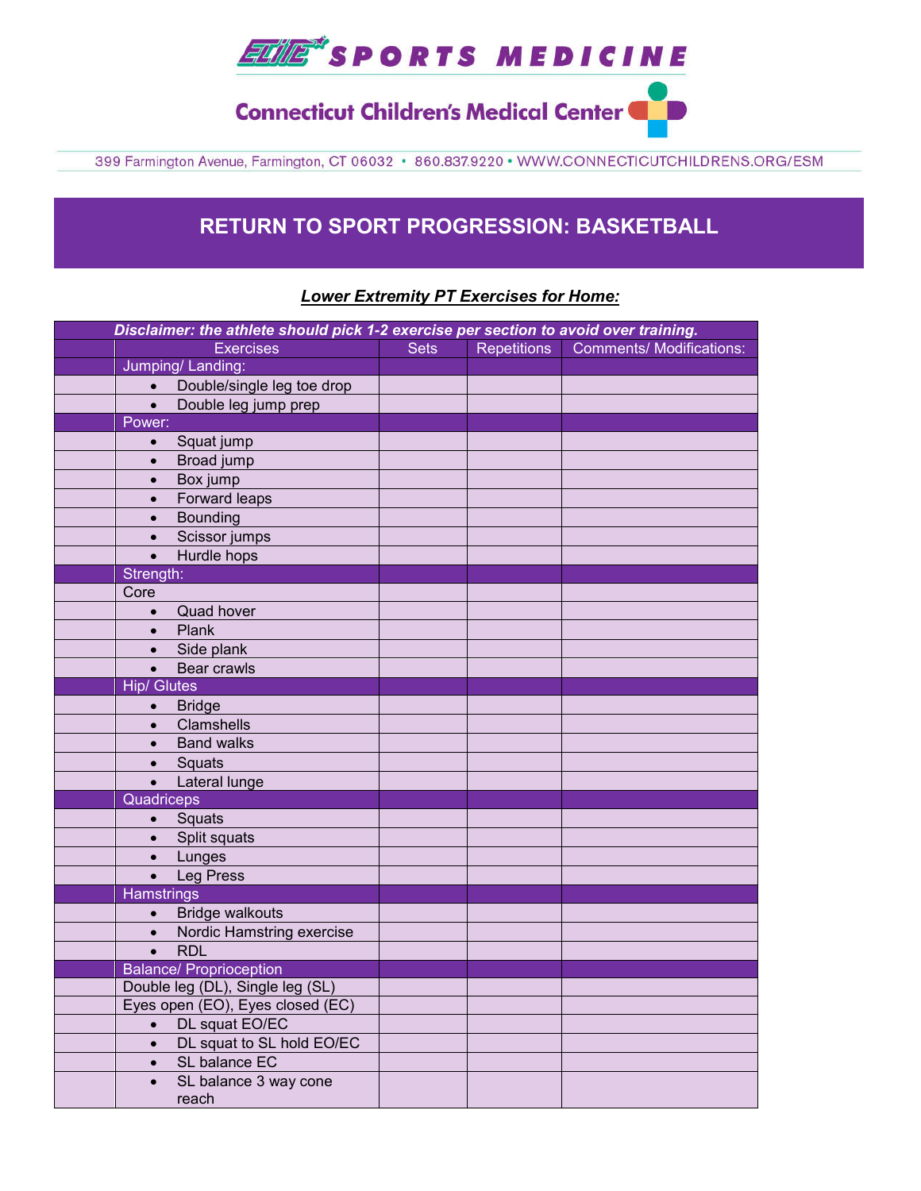ELITE SPORTS MEDICINE

Connecticut Children's Medical Center

399 Farmington Avenue, Farmington, CT 06032 • 860.837.9220 • WWW.CONNECTICUTCHILDRENS.ORG/ESM

# RETURN TO SPORT PROGRESSION: BASKETBALL

***Lower Extremity PT Exercises for Home:***

| | ***Disclaimer: the athlete should pick 1-2 exercise per section to avoid over training.*** | | | |
|---|---|---|---|---|
| | Exercises | Sets | Repetitions | Comments/ Modifications: |
| | Jumping/ Landing: | | | |
| | • Double/single leg toe drop | | | |
| | • Double leg jump prep | | | |
| | Power: | | | |
| | • Squat jump | | | |
| | • Broad jump | | | |
| | • Box jump | | | |
| | • Forward leaps | | | |
| | • Bounding | | | |
| | • Scissor jumps | | | |
| | • Hurdle hops | | | |
| | Strength: | | | |
| | Core | | | |
| | • Quad hover | | | |
| | • Plank | | | |
| | • Side plank | | | |
| | • Bear crawls | | | |
| | Hip/ Glutes | | | |
| | • Bridge | | | |
| | • Clamshells | | | |
| | • Band walks | | | |
| | • Squats | | | |
| | • Lateral lunge | | | |
| | Quadriceps | | | |
| | • Squats | | | |
| | • Split squats | | | |
| | • Lunges | | | |
| | • Leg Press | | | |
| | Hamstrings | | | |
| | • Bridge walkouts | | | |
| | • Nordic Hamstring exercise | | | |
| | • RDL | | | |
| | Balance/ Proprioception | | | |
| | Double leg (DL), Single leg (SL) | | | |
| | Eyes open (EO), Eyes closed (EC) | | | |
| | • DL squat EO/EC | | | |
| | • DL squat to SL hold EO/EC | | | |
| | • SL balance EC | | | |
| | • SL balance 3 way cone reach | | | |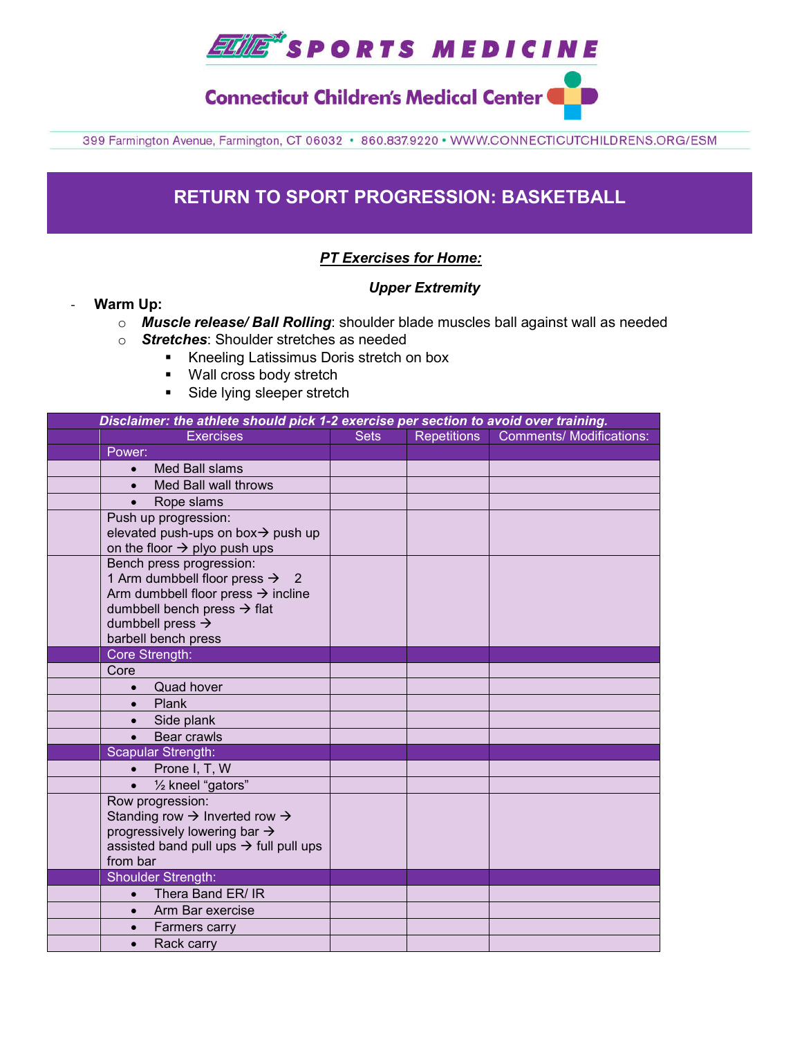ELITE SPORTS MEDICINE

Connecticut Children's Medical Center

399 Farmington Avenue, Farmington, CT 06032 • 860.837.9220 • WWW.CONNECTICUTCHILDRENS.ORG/ESM

# RETURN TO SPORT PROGRESSION: BASKETBALL

## ***PT Exercises for Home:***

### ***Upper Extremity***

- **Warm Up:**
  - ***Muscle release/ Ball Rolling***: shoulder blade muscles ball against wall as needed
  - ***Stretches***: Shoulder stretches as needed
    - Kneeling Latissimus Doris stretch on box
    - Wall cross body stretch
    - Side lying sleeper stretch

| ***Disclaimer: the athlete should pick 1-2 exercise per section to avoid over training.*** | | | | |
|---|---|---|---|---|
| | Exercises | Sets | Repetitions | Comments/ Modifications: |
| | Power: | | | |
| | • Med Ball slams | | | |
| | • Med Ball wall throws | | | |
| | • Rope slams | | | |
| | Push up progression: elevated push-ups on box → push up on the floor → plyo push ups | | | |
| | Bench press progression: 1 Arm dumbbell floor press → 2 Arm dumbbell floor press → incline dumbbell bench press → flat dumbbell press → barbell bench press | | | |
| | Core Strength: | | | |
| | Core | | | |
| | • Quad hover | | | |
| | • Plank | | | |
| | • Side plank | | | |
| | • Bear crawls | | | |
| | Scapular Strength: | | | |
| | • Prone I, T, W | | | |
| | • ½ kneel "gators" | | | |
| | Row progression: Standing row → Inverted row → progressively lowering bar → assisted band pull ups → full pull ups from bar | | | |
| | Shoulder Strength: | | | |
| | • Thera Band ER/ IR | | | |
| | • Arm Bar exercise | | | |
| | • Farmers carry | | | |
| | • Rack carry | | | |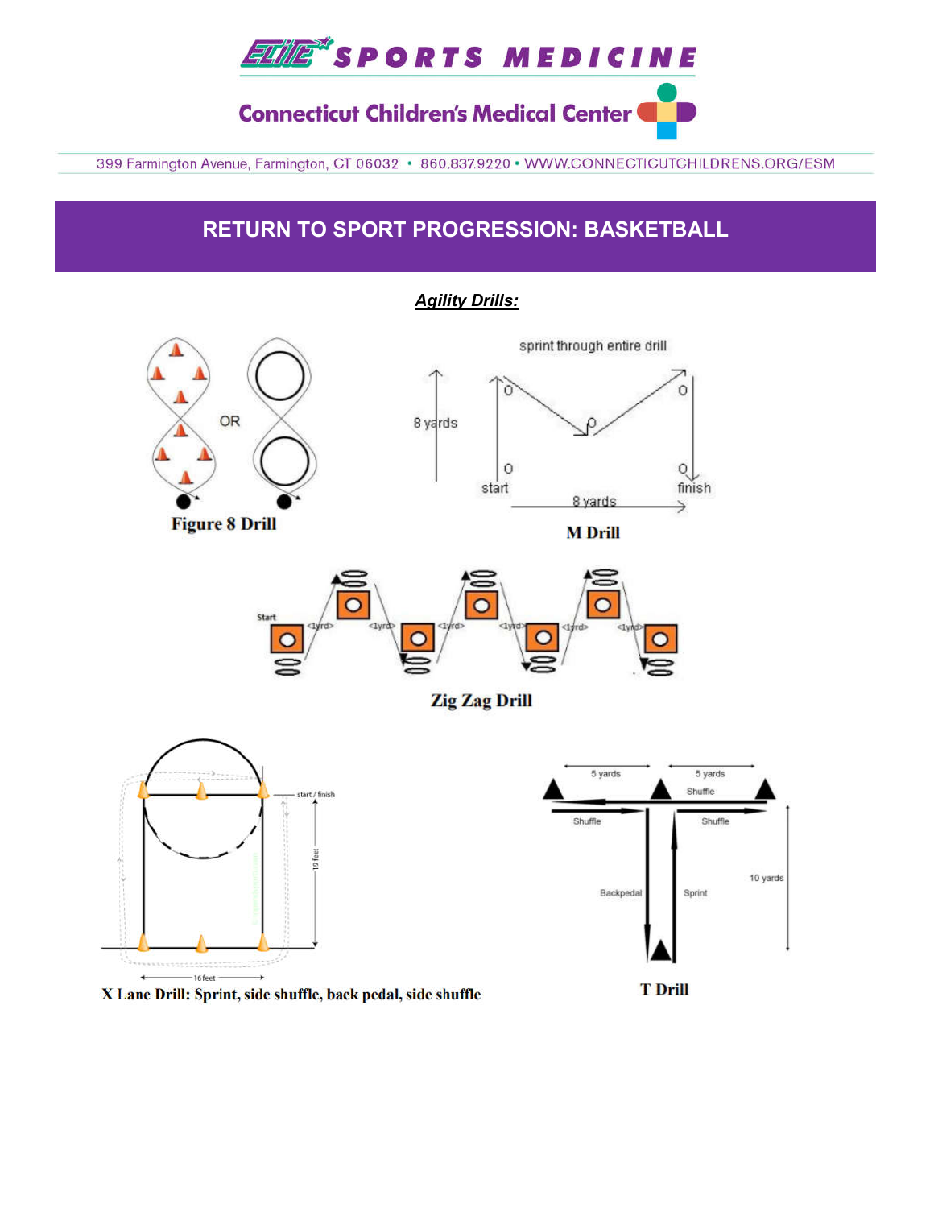## RETURN TO SPORT PROGRESSION: BASKETBALL

***Agility Drills:***

OR

**Figure 8 Drill**

sprint through entire drill

8 yards

start

finish

8 yards

**M Drill**

Start

<1yrd>

**Zig Zag Drill**

start / finish

19 feet

16 feet

**X Lane Drill: Sprint, side shuffle, back pedal, side shuffle**

5 yards

5 yards

Shuffle

Shuffle

Shuffle

Backpedal

Sprint

10 yards

**T Drill**